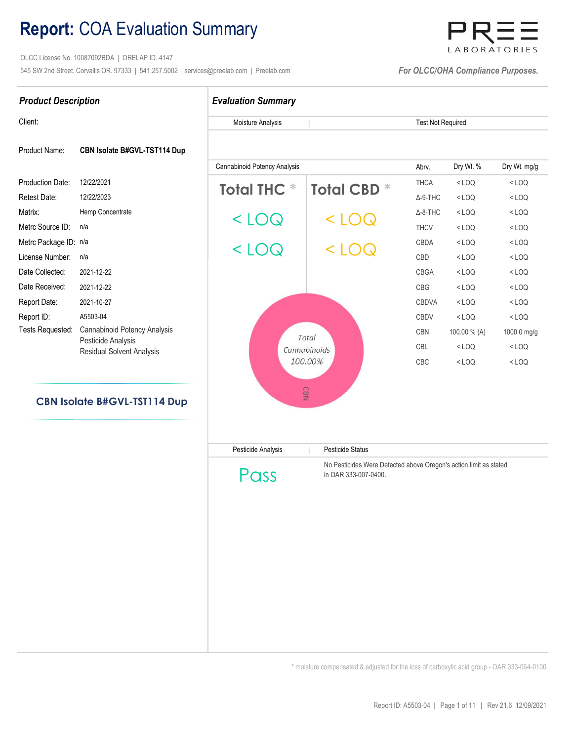# **Report:** COA Evaluation Summary

OLCC License No. 10087092BDA | ORELAP ID. 4147

545 SW 2nd Street. Corvallis OR. 97333 | 541.257.5002 | services@preelab.com | Preelab.com

PREE LABORATORIES

*For OLCC/OHA Compliance Purposes.*

## *Product Description*

| | |
|---|---|
| Client: | |
| Product Name: | **CBN Isolate B#GVL-TST114 Dup** |
| Production Date: | 12/22/2021 |
| Retest Date: | 12/22/2023 |
| Matrix: | Hemp Concentrate |
| Metrc Source ID: | n/a |
| Metrc Package ID: | n/a |
| License Number: | n/a |
| Date Collected: | 2021-12-22 |
| Date Received: | 2021-12-22 |
| Report Date: | 2021-10-27 |
| Report ID: | A5503-04 |
| Tests Requested: | Cannabinoid Potency Analysis<br>Pesticide Analysis<br>Residual Solvent Analysis |

**CBN Isolate B#GVL-TST114 Dup**

## *Evaluation Summary*

| Moisture Analysis | Test Not Required |
|---|---|

### Cannabinoid Potency Analysis

| Total THC * | Total CBD * |
|---|---|
| < LOQ | < LOQ |
| < LOQ | < LOQ |

Total Cannabinoids 100.00% (CBN)

| Abrv. | Dry Wt. % | Dry Wt. mg/g |
|---|---|---|
| THCA | < LOQ | < LOQ |
| Δ-9-THC | < LOQ | < LOQ |
| Δ-8-THC | < LOQ | < LOQ |
| THCV | < LOQ | < LOQ |
| CBDA | < LOQ | < LOQ |
| CBD | < LOQ | < LOQ |
| CBGA | < LOQ | < LOQ |
| CBG | < LOQ | < LOQ |
| CBDVA | < LOQ | < LOQ |
| CBDV | < LOQ | < LOQ |
| CBN | 100.00 % (A) | 1000.0 mg/g |
| CBL | < LOQ | < LOQ |
| CBC | < LOQ | < LOQ |

| Pesticide Analysis | Pesticide Status |
|---|---|
| Pass | No Pesticides Were Detected above Oregon's action limit as stated in OAR 333-007-0400. |

\* moisture compensated & adjusted for the loss of carboxylic acid group - OAR 333-064-0100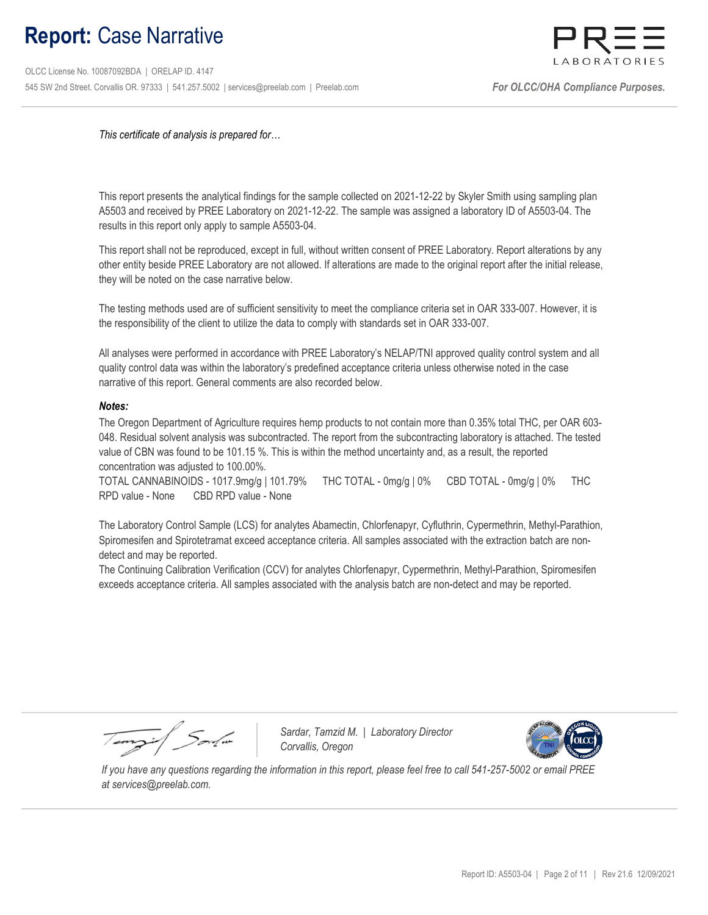# **Report:** Case Narrative

OLCC License No. 10087092BDA | ORELAP ID. 4147
545 SW 2nd Street. Corvallis OR. 97333 | 541.257.5002 | services@preelab.com | Preelab.com

***For OLCC/OHA Compliance Purposes.***

*This certificate of analysis is prepared for…*

This report presents the analytical findings for the sample collected on 2021-12-22 by Skyler Smith using sampling plan A5503 and received by PREE Laboratory on 2021-12-22. The sample was assigned a laboratory ID of A5503-04. The results in this report only apply to sample A5503-04.

This report shall not be reproduced, except in full, without written consent of PREE Laboratory. Report alterations by any other entity beside PREE Laboratory are not allowed. If alterations are made to the original report after the initial release, they will be noted on the case narrative below.

The testing methods used are of sufficient sensitivity to meet the compliance criteria set in OAR 333-007. However, it is the responsibility of the client to utilize the data to comply with standards set in OAR 333-007.

All analyses were performed in accordance with PREE Laboratory's NELAP/TNI approved quality control system and all quality control data was within the laboratory's predefined acceptance criteria unless otherwise noted in the case narrative of this report. General comments are also recorded below.

***Notes:***

The Oregon Department of Agriculture requires hemp products to not contain more than 0.35% total THC, per OAR 603-048. Residual solvent analysis was subcontracted. The report from the subcontracting laboratory is attached. The tested value of CBN was found to be 101.15 %. This is within the method uncertainty and, as a result, the reported concentration was adjusted to 100.00%.
TOTAL CANNABINOIDS - 1017.9mg/g | 101.79% THC TOTAL - 0mg/g | 0% CBD TOTAL - 0mg/g | 0% THC RPD value - None CBD RPD value - None

The Laboratory Control Sample (LCS) for analytes Abamectin, Chlorfenapyr, Cyfluthrin, Cypermethrin, Methyl-Parathion, Spiromesifen and Spirotetramat exceed acceptance criteria. All samples associated with the extraction batch are non-detect and may be reported.
The Continuing Calibration Verification (CCV) for analytes Chlorfenapyr, Cypermethrin, Methyl-Parathion, Spiromesifen exceeds acceptance criteria. All samples associated with the analysis batch are non-detect and may be reported.

*Sardar, Tamzid M.* | *Laboratory Director*
*Corvallis, Oregon*

*If you have any questions regarding the information in this report, please feel free to call 541-257-5002 or email PREE at services@preelab.com.*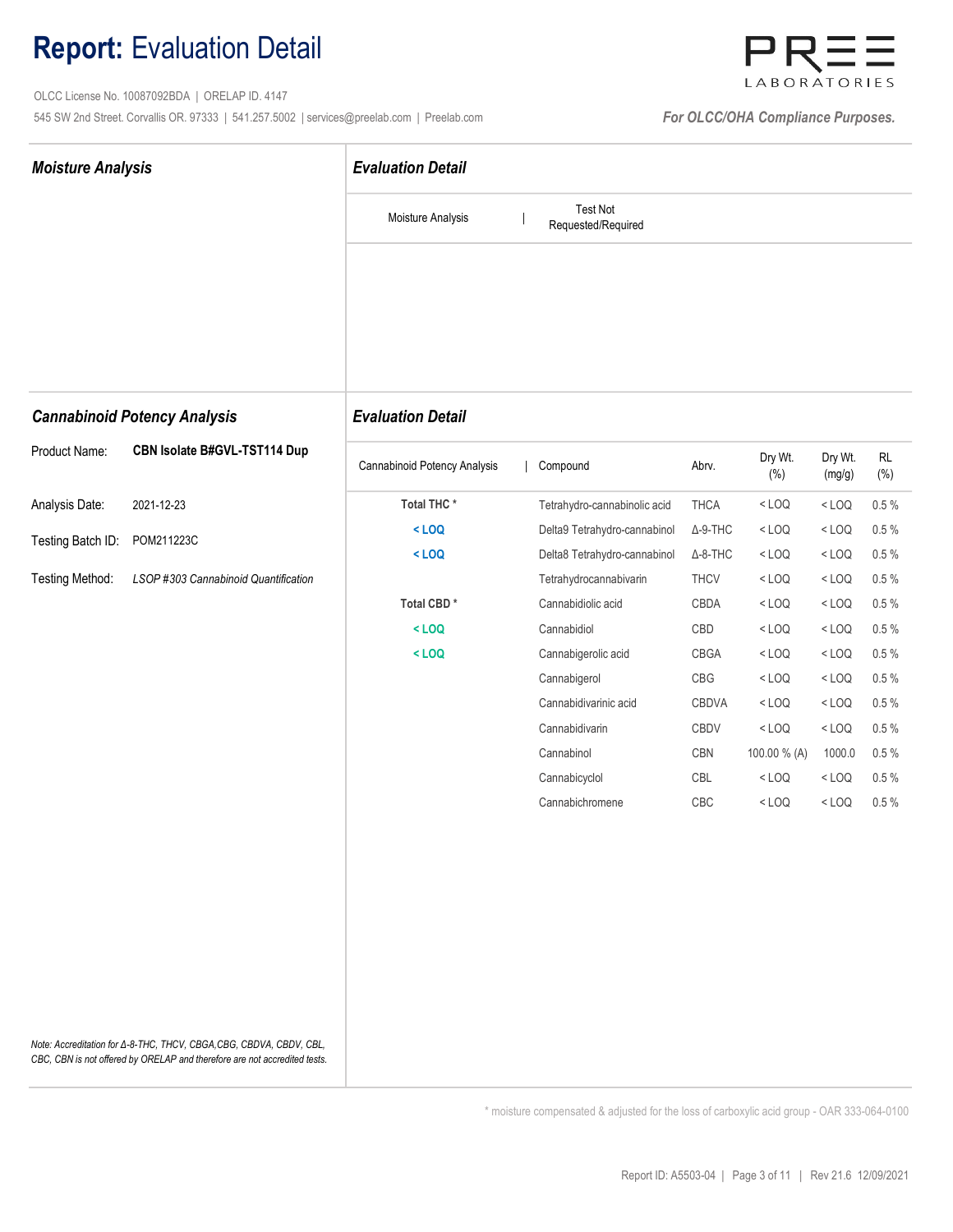# **Report:** Evaluation Detail

OLCC License No. 10087092BDA | ORELAP ID. 4147

545 SW 2nd Street. Corvallis OR. 97333 | 541.257.5002 | services@preelab.com | Preelab.com

PREE LABORATORIES

*For OLCC/OHA Compliance Purposes.*

## *Moisture Analysis*

### *Evaluation Detail*

| Moisture Analysis | Test Not Requested/Required |
|---|---|

## *Cannabinoid Potency Analysis*

Product Name: **CBN Isolate B#GVL-TST114 Dup**

Analysis Date: 2021-12-23

Testing Batch ID: POM211223C

Testing Method: *LSOP #303 Cannabinoid Quantification*

### *Evaluation Detail*

| Cannabinoid Potency Analysis | Compound | Abrv. | Dry Wt. (%) | Dry Wt. (mg/g) | RL (%) |
|---|---|---|---|---|---|
| **Total THC *** | Tetrahydro-cannabinolic acid | THCA | < LOQ | < LOQ | 0.5 % |
| **< LOQ** | Delta9 Tetrahydro-cannabinol | Δ-9-THC | < LOQ | < LOQ | 0.5 % |
| **< LOQ** | Delta8 Tetrahydro-cannabinol | Δ-8-THC | < LOQ | < LOQ | 0.5 % |
| | Tetrahydrocannabivarin | THCV | < LOQ | < LOQ | 0.5 % |
| **Total CBD *** | Cannabidiolic acid | CBDA | < LOQ | < LOQ | 0.5 % |
| **< LOQ** | Cannabidiol | CBD | < LOQ | < LOQ | 0.5 % |
| **< LOQ** | Cannabigerolic acid | CBGA | < LOQ | < LOQ | 0.5 % |
| | Cannabigerol | CBG | < LOQ | < LOQ | 0.5 % |
| | Cannabidivarinic acid | CBDVA | < LOQ | < LOQ | 0.5 % |
| | Cannabidivarin | CBDV | < LOQ | < LOQ | 0.5 % |
| | Cannabinol | CBN | 100.00 % (A) | 1000.0 | 0.5 % |
| | Cannabicyclol | CBL | < LOQ | < LOQ | 0.5 % |
| | Cannabichromene | CBC | < LOQ | < LOQ | 0.5 % |

*Note: Accreditation for Δ-8-THC, THCV, CBGA,CBG, CBDVA, CBDV, CBL, CBC, CBN is not offered by ORELAP and therefore are not accredited tests.*

\* moisture compensated & adjusted for the loss of carboxylic acid group - OAR 333-064-0100

Report ID: A5503-04 | Rev 21.6 12/09/2021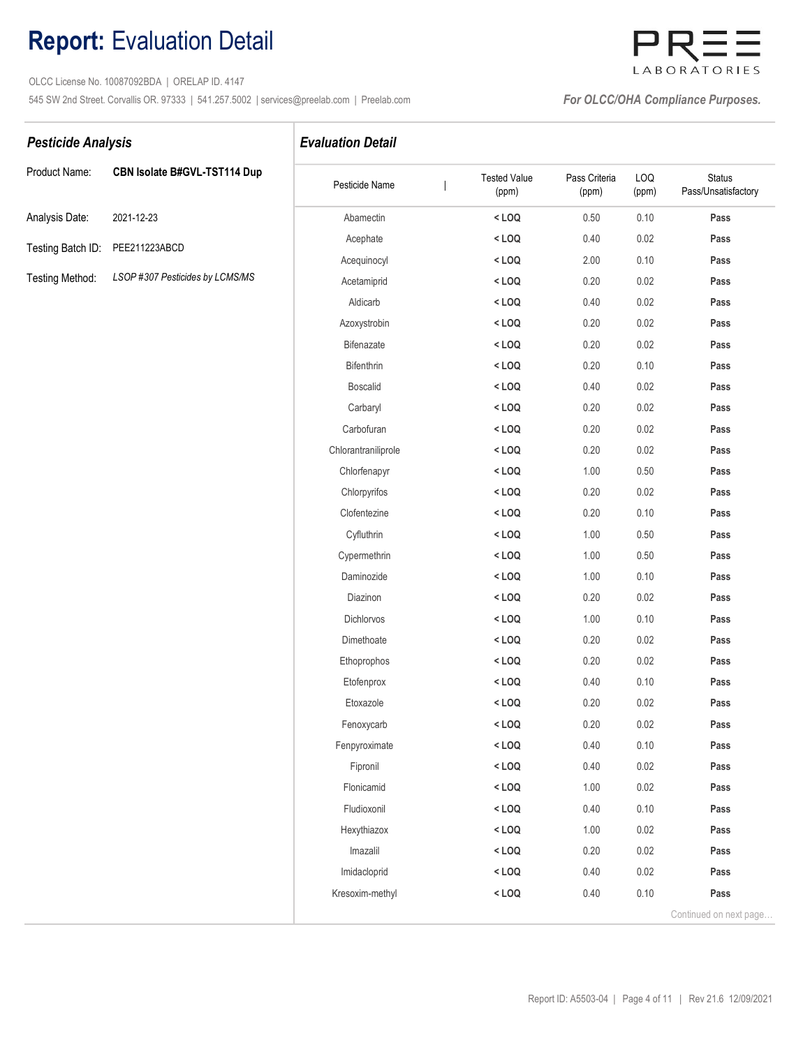# **Report:** Evaluation Detail

OLCC License No. 10087092BDA | ORELAP ID. 4147
545 SW 2nd Street. Corvallis OR. 97333 | 541.257.5002 | services@preelab.com | Preelab.com

PREE LABORATORIES

*For OLCC/OHA Compliance Purposes.*

## *Pesticide Analysis*

Product Name: **CBN Isolate B#GVL-TST114 Dup**

Analysis Date: 2021-12-23

Testing Batch ID: PEE211223ABCD

Testing Method: *LSOP #307 Pesticides by LCMS/MS*

## *Evaluation Detail*

| Pesticide Name | Tested Value (ppm) | Pass Criteria (ppm) | LOQ (ppm) | Status Pass/Unsatisfactory |
|---|---|---|---|---|
| Abamectin | **< LOQ** | 0.50 | 0.10 | **Pass** |
| Acephate | **< LOQ** | 0.40 | 0.02 | **Pass** |
| Acequinocyl | **< LOQ** | 2.00 | 0.10 | **Pass** |
| Acetamiprid | **< LOQ** | 0.20 | 0.02 | **Pass** |
| Aldicarb | **< LOQ** | 0.40 | 0.02 | **Pass** |
| Azoxystrobin | **< LOQ** | 0.20 | 0.02 | **Pass** |
| Bifenazate | **< LOQ** | 0.20 | 0.02 | **Pass** |
| Bifenthrin | **< LOQ** | 0.20 | 0.10 | **Pass** |
| Boscalid | **< LOQ** | 0.40 | 0.02 | **Pass** |
| Carbaryl | **< LOQ** | 0.20 | 0.02 | **Pass** |
| Carbofuran | **< LOQ** | 0.20 | 0.02 | **Pass** |
| Chlorantraniliprole | **< LOQ** | 0.20 | 0.02 | **Pass** |
| Chlorfenapyr | **< LOQ** | 1.00 | 0.50 | **Pass** |
| Chlorpyrifos | **< LOQ** | 0.20 | 0.02 | **Pass** |
| Clofentezine | **< LOQ** | 0.20 | 0.10 | **Pass** |
| Cyfluthrin | **< LOQ** | 1.00 | 0.50 | **Pass** |
| Cypermethrin | **< LOQ** | 1.00 | 0.50 | **Pass** |
| Daminozide | **< LOQ** | 1.00 | 0.10 | **Pass** |
| Diazinon | **< LOQ** | 0.20 | 0.02 | **Pass** |
| Dichlorvos | **< LOQ** | 1.00 | 0.10 | **Pass** |
| Dimethoate | **< LOQ** | 0.20 | 0.02 | **Pass** |
| Ethoprophos | **< LOQ** | 0.20 | 0.02 | **Pass** |
| Etofenprox | **< LOQ** | 0.40 | 0.10 | **Pass** |
| Etoxazole | **< LOQ** | 0.20 | 0.02 | **Pass** |
| Fenoxycarb | **< LOQ** | 0.20 | 0.02 | **Pass** |
| Fenpyroximate | **< LOQ** | 0.40 | 0.10 | **Pass** |
| Fipronil | **< LOQ** | 0.40 | 0.02 | **Pass** |
| Flonicamid | **< LOQ** | 1.00 | 0.02 | **Pass** |
| Fludioxonil | **< LOQ** | 0.40 | 0.10 | **Pass** |
| Hexythiazox | **< LOQ** | 1.00 | 0.02 | **Pass** |
| Imazalil | **< LOQ** | 0.20 | 0.02 | **Pass** |
| Imidacloprid | **< LOQ** | 0.40 | 0.02 | **Pass** |
| Kresoxim-methyl | **< LOQ** | 0.40 | 0.10 | **Pass** |

Continued on next page...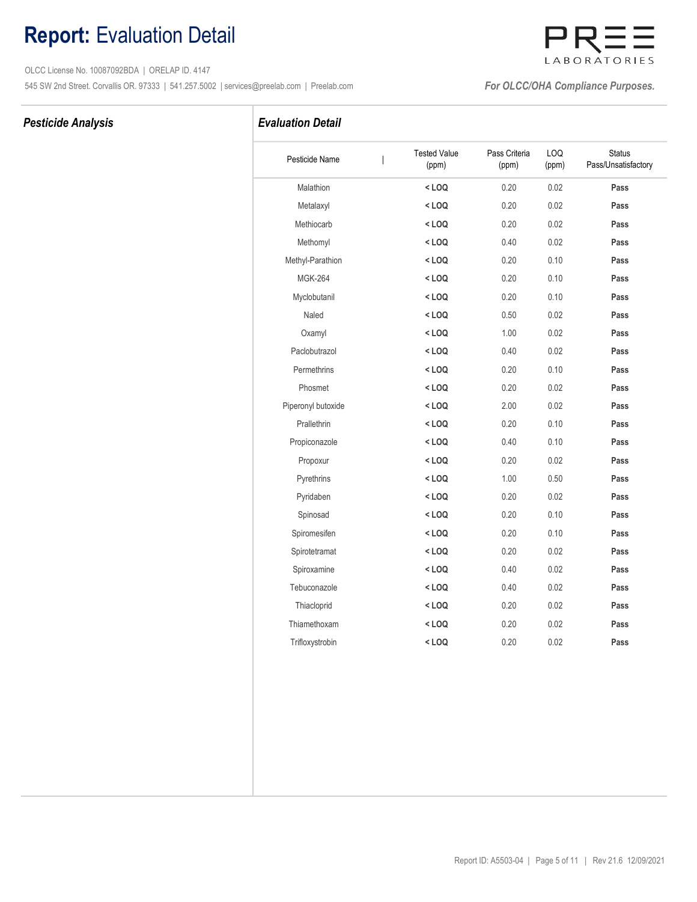# **Report:** Evaluation Detail

OLCC License No. 10087092BDA | ORELAP ID. 4147

545 SW 2nd Street. Corvallis OR. 97333 | 541.257.5002 | services@preelab.com | Preelab.com

PREE LABORATORIES

*For OLCC/OHA Compliance Purposes.*

## *Pesticide Analysis*

## *Evaluation Detail*

| Pesticide Name | Tested Value (ppm) | Pass Criteria (ppm) | LOQ (ppm) | Status Pass/Unsatisfactory |
|---|---|---|---|---|
| Malathion | **< LOQ** | 0.20 | 0.02 | **Pass** |
| Metalaxyl | **< LOQ** | 0.20 | 0.02 | **Pass** |
| Methiocarb | **< LOQ** | 0.20 | 0.02 | **Pass** |
| Methomyl | **< LOQ** | 0.40 | 0.02 | **Pass** |
| Methyl-Parathion | **< LOQ** | 0.20 | 0.10 | **Pass** |
| MGK-264 | **< LOQ** | 0.20 | 0.10 | **Pass** |
| Myclobutanil | **< LOQ** | 0.20 | 0.10 | **Pass** |
| Naled | **< LOQ** | 0.50 | 0.02 | **Pass** |
| Oxamyl | **< LOQ** | 1.00 | 0.02 | **Pass** |
| Paclobutrazol | **< LOQ** | 0.40 | 0.02 | **Pass** |
| Permethrins | **< LOQ** | 0.20 | 0.10 | **Pass** |
| Phosmet | **< LOQ** | 0.20 | 0.02 | **Pass** |
| Piperonyl butoxide | **< LOQ** | 2.00 | 0.02 | **Pass** |
| Prallethrin | **< LOQ** | 0.20 | 0.10 | **Pass** |
| Propiconazole | **< LOQ** | 0.40 | 0.10 | **Pass** |
| Propoxur | **< LOQ** | 0.20 | 0.02 | **Pass** |
| Pyrethrins | **< LOQ** | 1.00 | 0.50 | **Pass** |
| Pyridaben | **< LOQ** | 0.20 | 0.02 | **Pass** |
| Spinosad | **< LOQ** | 0.20 | 0.10 | **Pass** |
| Spiromesifen | **< LOQ** | 0.20 | 0.10 | **Pass** |
| Spirotetramat | **< LOQ** | 0.20 | 0.02 | **Pass** |
| Spiroxamine | **< LOQ** | 0.40 | 0.02 | **Pass** |
| Tebuconazole | **< LOQ** | 0.40 | 0.02 | **Pass** |
| Thiacloprid | **< LOQ** | 0.20 | 0.02 | **Pass** |
| Thiamethoxam | **< LOQ** | 0.20 | 0.02 | **Pass** |
| Trifloxystrobin | **< LOQ** | 0.20 | 0.02 | **Pass** |

Report ID: A5503-04 | Rev 21.6 12/09/2021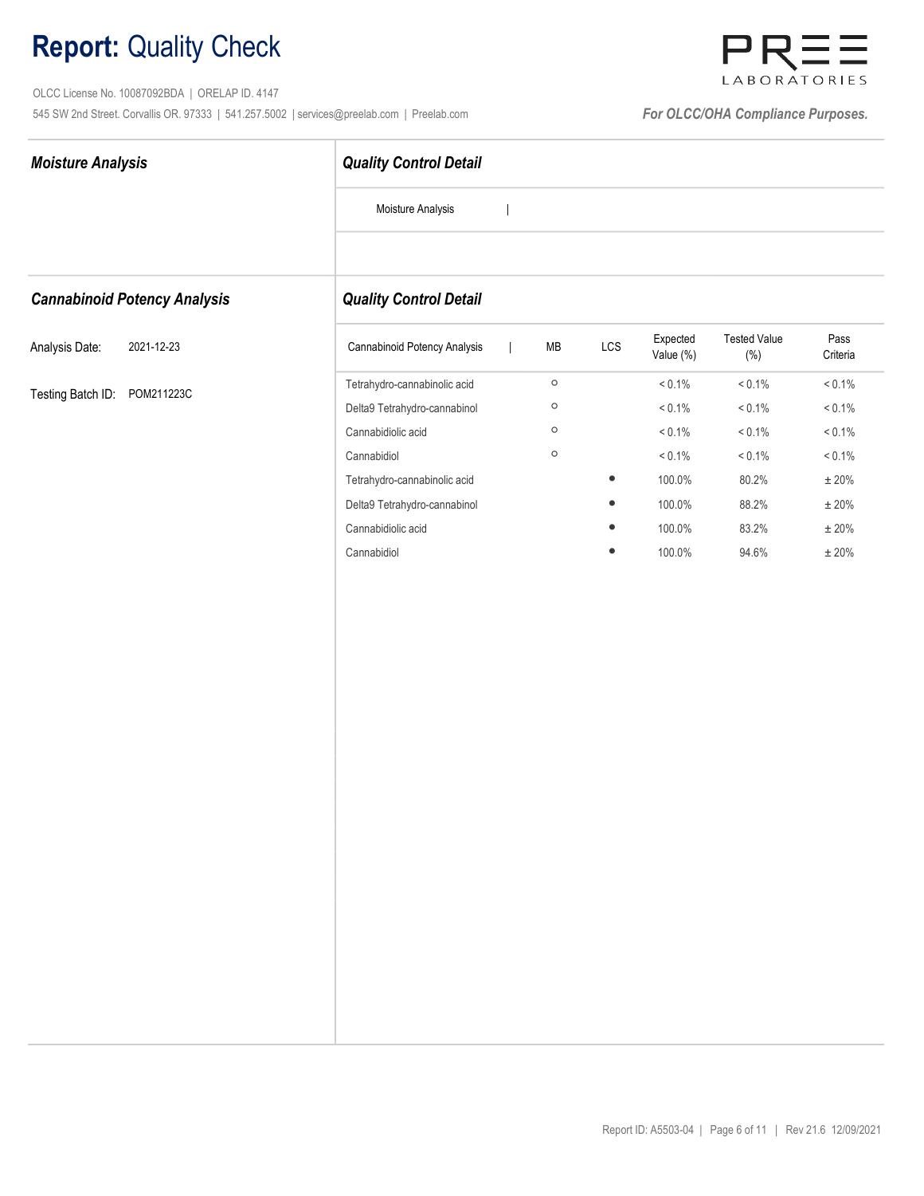# **Report:** Quality Check

OLCC License No. 10087092BDA | ORELAP ID. 4147

545 SW 2nd Street. Corvallis OR. 97333 | 541.257.5002 | services@preelab.com | Preelab.com

PREE LABORATORIES

*For OLCC/OHA Compliance Purposes.*

## *Moisture Analysis*

### *Quality Control Detail*

Moisture Analysis |

## *Cannabinoid Potency Analysis*

Analysis Date: 2021-12-23

Testing Batch ID: POM211223C

### *Quality Control Detail*

| Cannabinoid Potency Analysis | MB | LCS | Expected Value (%) | Tested Value (%) | Pass Criteria |
|---|---|---|---|---|---|
| Tetrahydro-cannabinolic acid | ○ | | < 0.1% | < 0.1% | < 0.1% |
| Delta9 Tetrahydro-cannabinol | ○ | | < 0.1% | < 0.1% | < 0.1% |
| Cannabidiolic acid | ○ | | < 0.1% | < 0.1% | < 0.1% |
| Cannabidiol | ○ | | < 0.1% | < 0.1% | < 0.1% |
| Tetrahydro-cannabinolic acid | | ● | 100.0% | 80.2% | ± 20% |
| Delta9 Tetrahydro-cannabinol | | ● | 100.0% | 88.2% | ± 20% |
| Cannabidiolic acid | | ● | 100.0% | 83.2% | ± 20% |
| Cannabidiol | | ● | 100.0% | 94.6% | ± 20% |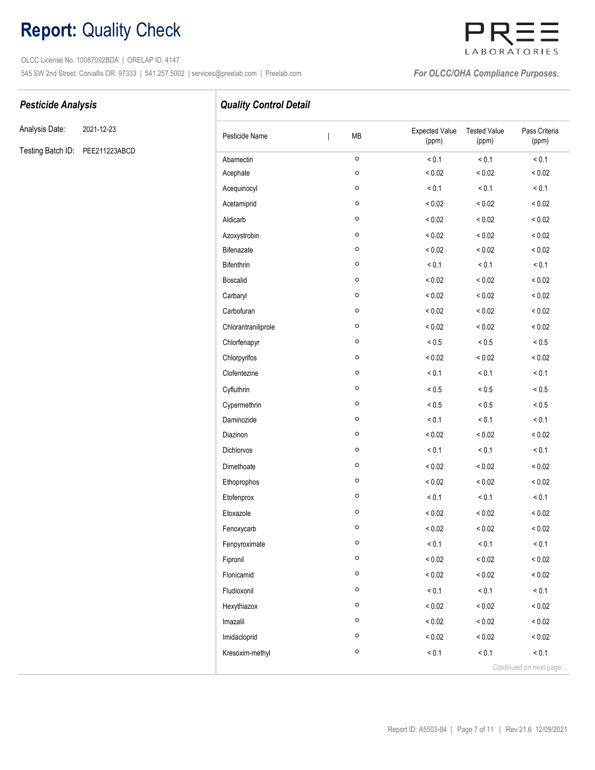# **Report:** Quality Check

OLCC License No. 10087092BDA | ORELAP ID. 4147
545 SW 2nd Street. Corvallis OR. 97333 | 541.257.5002 | services@preelab.com | Preelab.com

PREE LABORATORIES

*For OLCC/OHA Compliance Purposes.*

## *Pesticide Analysis*

Analysis Date: 2021-12-23

Testing Batch ID: PEE211223ABCD

## *Quality Control Detail*

| Pesticide Name | MB | Expected Value (ppm) | Tested Value (ppm) | Pass Criteria (ppm) |
|---|---|---|---|---|
| Abamectin | ○ | < 0.1 | < 0.1 | < 0.1 |
| Acephate | ○ | < 0.02 | < 0.02 | < 0.02 |
| Acequinocyl | ○ | < 0.1 | < 0.1 | < 0.1 |
| Acetamiprid | ○ | < 0.02 | < 0.02 | < 0.02 |
| Aldicarb | ○ | < 0.02 | < 0.02 | < 0.02 |
| Azoxystrobin | ○ | < 0.02 | < 0.02 | < 0.02 |
| Bifenazate | ○ | < 0.02 | < 0.02 | < 0.02 |
| Bifenthrin | ○ | < 0.1 | < 0.1 | < 0.1 |
| Boscalid | ○ | < 0.02 | < 0.02 | < 0.02 |
| Carbaryl | ○ | < 0.02 | < 0.02 | < 0.02 |
| Carbofuran | ○ | < 0.02 | < 0.02 | < 0.02 |
| Chlorantraniliprole | ○ | < 0.02 | < 0.02 | < 0.02 |
| Chlorfenapyr | ○ | < 0.5 | < 0.5 | < 0.5 |
| Chlorpyrifos | ○ | < 0.02 | < 0.02 | < 0.02 |
| Clofentezine | ○ | < 0.1 | < 0.1 | < 0.1 |
| Cyfluthrin | ○ | < 0.5 | < 0.5 | < 0.5 |
| Cypermethrin | ○ | < 0.5 | < 0.5 | < 0.5 |
| Daminozide | ○ | < 0.1 | < 0.1 | < 0.1 |
| Diazinon | ○ | < 0.02 | < 0.02 | < 0.02 |
| Dichlorvos | ○ | < 0.1 | < 0.1 | < 0.1 |
| Dimethoate | ○ | < 0.02 | < 0.02 | < 0.02 |
| Ethoprophos | ○ | < 0.02 | < 0.02 | < 0.02 |
| Etofenprox | ○ | < 0.1 | < 0.1 | < 0.1 |
| Etoxazole | ○ | < 0.02 | < 0.02 | < 0.02 |
| Fenoxycarb | ○ | < 0.02 | < 0.02 | < 0.02 |
| Fenpyroximate | ○ | < 0.1 | < 0.1 | < 0.1 |
| Fipronil | ○ | < 0.02 | < 0.02 | < 0.02 |
| Flonicamid | ○ | < 0.02 | < 0.02 | < 0.02 |
| Fludioxonil | ○ | < 0.1 | < 0.1 | < 0.1 |
| Hexythiazox | ○ | < 0.02 | < 0.02 | < 0.02 |
| Imazalil | ○ | < 0.02 | < 0.02 | < 0.02 |
| Imidacloprid | ○ | < 0.02 | < 0.02 | < 0.02 |
| Kresoxim-methyl | ○ | < 0.1 | < 0.1 | < 0.1 |

Continued on next page…

Report ID: A5503-04 | Rev 21.6 12/09/2021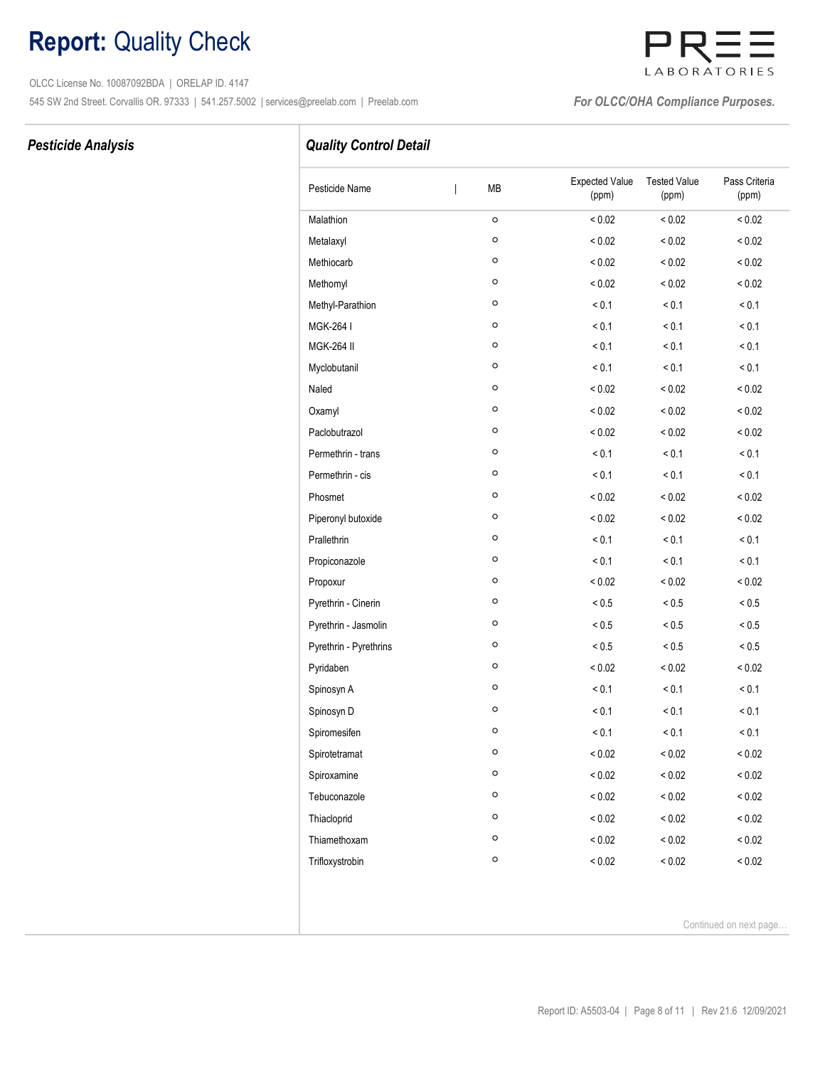# **Report:** Quality Check

OLCC License No. 10087092BDA | ORELAP ID. 4147

545 SW 2nd Street. Corvallis OR. 97333 | 541.257.5002 | services@preelab.com | Preelab.com

PREE LABORATORIES

*For OLCC/OHA Compliance Purposes.*

## *Pesticide Analysis*

## *Quality Control Detail*

| Pesticide Name | MB | Expected Value (ppm) | Tested Value (ppm) | Pass Criteria (ppm) |
|---|---|---|---|---|
| Malathion | ○ | < 0.02 | < 0.02 | < 0.02 |
| Metalaxyl | ○ | < 0.02 | < 0.02 | < 0.02 |
| Methiocarb | ○ | < 0.02 | < 0.02 | < 0.02 |
| Methomyl | ○ | < 0.02 | < 0.02 | < 0.02 |
| Methyl-Parathion | ○ | < 0.1 | < 0.1 | < 0.1 |
| MGK-264 I | ○ | < 0.1 | < 0.1 | < 0.1 |
| MGK-264 II | ○ | < 0.1 | < 0.1 | < 0.1 |
| Myclobutanil | ○ | < 0.1 | < 0.1 | < 0.1 |
| Naled | ○ | < 0.02 | < 0.02 | < 0.02 |
| Oxamyl | ○ | < 0.02 | < 0.02 | < 0.02 |
| Paclobutrazol | ○ | < 0.02 | < 0.02 | < 0.02 |
| Permethrin - trans | ○ | < 0.1 | < 0.1 | < 0.1 |
| Permethrin - cis | ○ | < 0.1 | < 0.1 | < 0.1 |
| Phosmet | ○ | < 0.02 | < 0.02 | < 0.02 |
| Piperonyl butoxide | ○ | < 0.02 | < 0.02 | < 0.02 |
| Prallethrin | ○ | < 0.1 | < 0.1 | < 0.1 |
| Propiconazole | ○ | < 0.1 | < 0.1 | < 0.1 |
| Propoxur | ○ | < 0.02 | < 0.02 | < 0.02 |
| Pyrethrin - Cinerin | ○ | < 0.5 | < 0.5 | < 0.5 |
| Pyrethrin - Jasmolin | ○ | < 0.5 | < 0.5 | < 0.5 |
| Pyrethrin - Pyrethrins | ○ | < 0.5 | < 0.5 | < 0.5 |
| Pyridaben | ○ | < 0.02 | < 0.02 | < 0.02 |
| Spinosyn A | ○ | < 0.1 | < 0.1 | < 0.1 |
| Spinosyn D | ○ | < 0.1 | < 0.1 | < 0.1 |
| Spiromesifen | ○ | < 0.1 | < 0.1 | < 0.1 |
| Spirotetramat | ○ | < 0.02 | < 0.02 | < 0.02 |
| Spiroxamine | ○ | < 0.02 | < 0.02 | < 0.02 |
| Tebuconazole | ○ | < 0.02 | < 0.02 | < 0.02 |
| Thiacloprid | ○ | < 0.02 | < 0.02 | < 0.02 |
| Thiamethoxam | ○ | < 0.02 | < 0.02 | < 0.02 |
| Trifloxystrobin | ○ | < 0.02 | < 0.02 | < 0.02 |

Continued on next page...

Report ID: A5503-04 | Rev 21.6 12/09/2021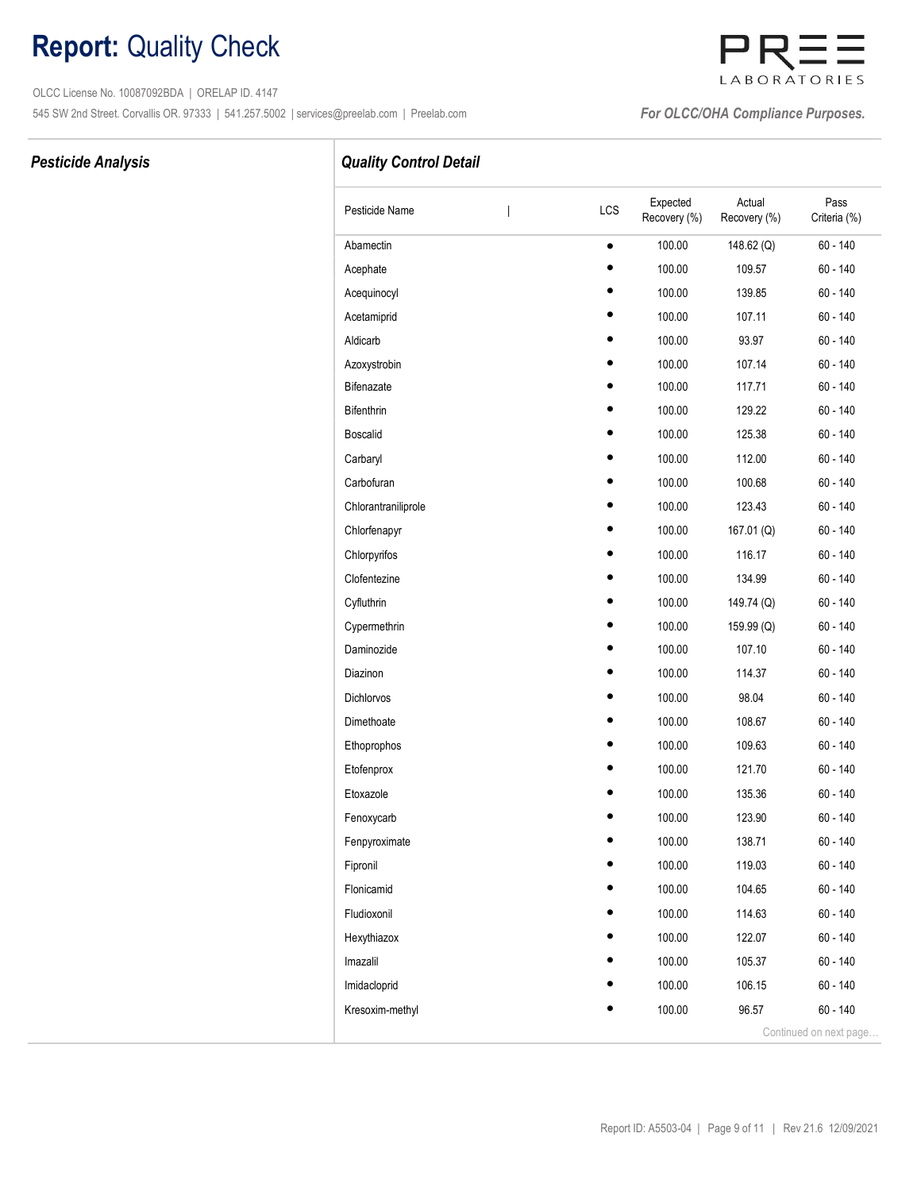# **Report:** Quality Check

OLCC License No. 10087092BDA | ORELAP ID. 4147

545 SW 2nd Street. Corvallis OR. 97333 | 541.257.5002 | services@preelab.com | Preelab.com

PREE LABORATORIES

*For OLCC/OHA Compliance Purposes.*

## *Pesticide Analysis*

## *Quality Control Detail*

| Pesticide Name | LCS | Expected Recovery (%) | Actual Recovery (%) | Pass Criteria (%) |
|---|---|---|---|---|
| Abamectin | • | 100.00 | 148.62 (Q) | 60 - 140 |
| Acephate | • | 100.00 | 109.57 | 60 - 140 |
| Acequinocyl | • | 100.00 | 139.85 | 60 - 140 |
| Acetamiprid | • | 100.00 | 107.11 | 60 - 140 |
| Aldicarb | • | 100.00 | 93.97 | 60 - 140 |
| Azoxystrobin | • | 100.00 | 107.14 | 60 - 140 |
| Bifenazate | • | 100.00 | 117.71 | 60 - 140 |
| Bifenthrin | • | 100.00 | 129.22 | 60 - 140 |
| Boscalid | • | 100.00 | 125.38 | 60 - 140 |
| Carbaryl | • | 100.00 | 112.00 | 60 - 140 |
| Carbofuran | • | 100.00 | 100.68 | 60 - 140 |
| Chlorantraniliprole | • | 100.00 | 123.43 | 60 - 140 |
| Chlorfenapyr | • | 100.00 | 167.01 (Q) | 60 - 140 |
| Chlorpyrifos | • | 100.00 | 116.17 | 60 - 140 |
| Clofentezine | • | 100.00 | 134.99 | 60 - 140 |
| Cyfluthrin | • | 100.00 | 149.74 (Q) | 60 - 140 |
| Cypermethrin | • | 100.00 | 159.99 (Q) | 60 - 140 |
| Daminozide | • | 100.00 | 107.10 | 60 - 140 |
| Diazinon | • | 100.00 | 114.37 | 60 - 140 |
| Dichlorvos | • | 100.00 | 98.04 | 60 - 140 |
| Dimethoate | • | 100.00 | 108.67 | 60 - 140 |
| Ethoprophos | • | 100.00 | 109.63 | 60 - 140 |
| Etofenprox | • | 100.00 | 121.70 | 60 - 140 |
| Etoxazole | • | 100.00 | 135.36 | 60 - 140 |
| Fenoxycarb | • | 100.00 | 123.90 | 60 - 140 |
| Fenpyroximate | • | 100.00 | 138.71 | 60 - 140 |
| Fipronil | • | 100.00 | 119.03 | 60 - 140 |
| Flonicamid | • | 100.00 | 104.65 | 60 - 140 |
| Fludioxonil | • | 100.00 | 114.63 | 60 - 140 |
| Hexythiazox | • | 100.00 | 122.07 | 60 - 140 |
| Imazalil | • | 100.00 | 105.37 | 60 - 140 |
| Imidacloprid | • | 100.00 | 106.15 | 60 - 140 |
| Kresoxim-methyl | • | 100.00 | 96.57 | 60 - 140 |

Continued on next page…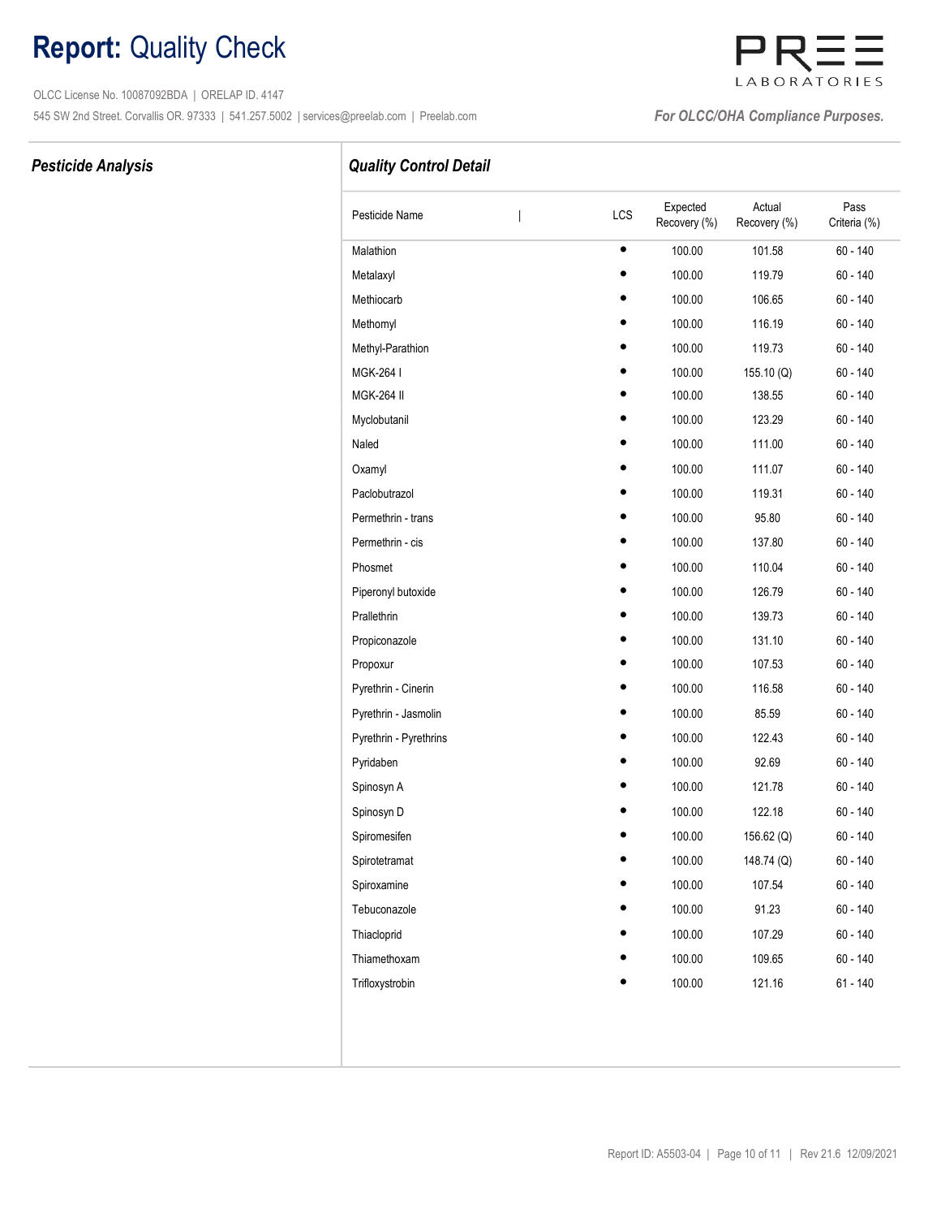# **Report:** Quality Check

OLCC License No. 10087092BDA | ORELAP ID. 4147

545 SW 2nd Street. Corvallis OR. 97333 | 541.257.5002 | services@preelab.com | Preelab.com

PREE LABORATORIES

*For OLCC/OHA Compliance Purposes.*

## *Pesticide Analysis*

## *Quality Control Detail*

| Pesticide Name | LCS | Expected Recovery (%) | Actual Recovery (%) | Pass Criteria (%) |
|---|---|---|---|---|
| Malathion | • | 100.00 | 101.58 | 60 - 140 |
| Metalaxyl | • | 100.00 | 119.79 | 60 - 140 |
| Methiocarb | • | 100.00 | 106.65 | 60 - 140 |
| Methomyl | • | 100.00 | 116.19 | 60 - 140 |
| Methyl-Parathion | • | 100.00 | 119.73 | 60 - 140 |
| MGK-264 I | • | 100.00 | 155.10 (Q) | 60 - 140 |
| MGK-264 II | • | 100.00 | 138.55 | 60 - 140 |
| Myclobutanil | • | 100.00 | 123.29 | 60 - 140 |
| Naled | • | 100.00 | 111.00 | 60 - 140 |
| Oxamyl | • | 100.00 | 111.07 | 60 - 140 |
| Paclobutrazol | • | 100.00 | 119.31 | 60 - 140 |
| Permethrin - trans | • | 100.00 | 95.80 | 60 - 140 |
| Permethrin - cis | • | 100.00 | 137.80 | 60 - 140 |
| Phosmet | • | 100.00 | 110.04 | 60 - 140 |
| Piperonyl butoxide | • | 100.00 | 126.79 | 60 - 140 |
| Prallethrin | • | 100.00 | 139.73 | 60 - 140 |
| Propiconazole | • | 100.00 | 131.10 | 60 - 140 |
| Propoxur | • | 100.00 | 107.53 | 60 - 140 |
| Pyrethrin - Cinerin | • | 100.00 | 116.58 | 60 - 140 |
| Pyrethrin - Jasmolin | • | 100.00 | 85.59 | 60 - 140 |
| Pyrethrin - Pyrethrins | • | 100.00 | 122.43 | 60 - 140 |
| Pyridaben | • | 100.00 | 92.69 | 60 - 140 |
| Spinosyn A | • | 100.00 | 121.78 | 60 - 140 |
| Spinosyn D | • | 100.00 | 122.18 | 60 - 140 |
| Spiromesifen | • | 100.00 | 156.62 (Q) | 60 - 140 |
| Spirotetramat | • | 100.00 | 148.74 (Q) | 60 - 140 |
| Spiroxamine | • | 100.00 | 107.54 | 60 - 140 |
| Tebuconazole | • | 100.00 | 91.23 | 60 - 140 |
| Thiacloprid | • | 100.00 | 107.29 | 60 - 140 |
| Thiamethoxam | • | 100.00 | 109.65 | 60 - 140 |
| Trifloxystrobin | • | 100.00 | 121.16 | 61 - 140 |

Report ID: A5503-04 | Rev 21.6 12/09/2021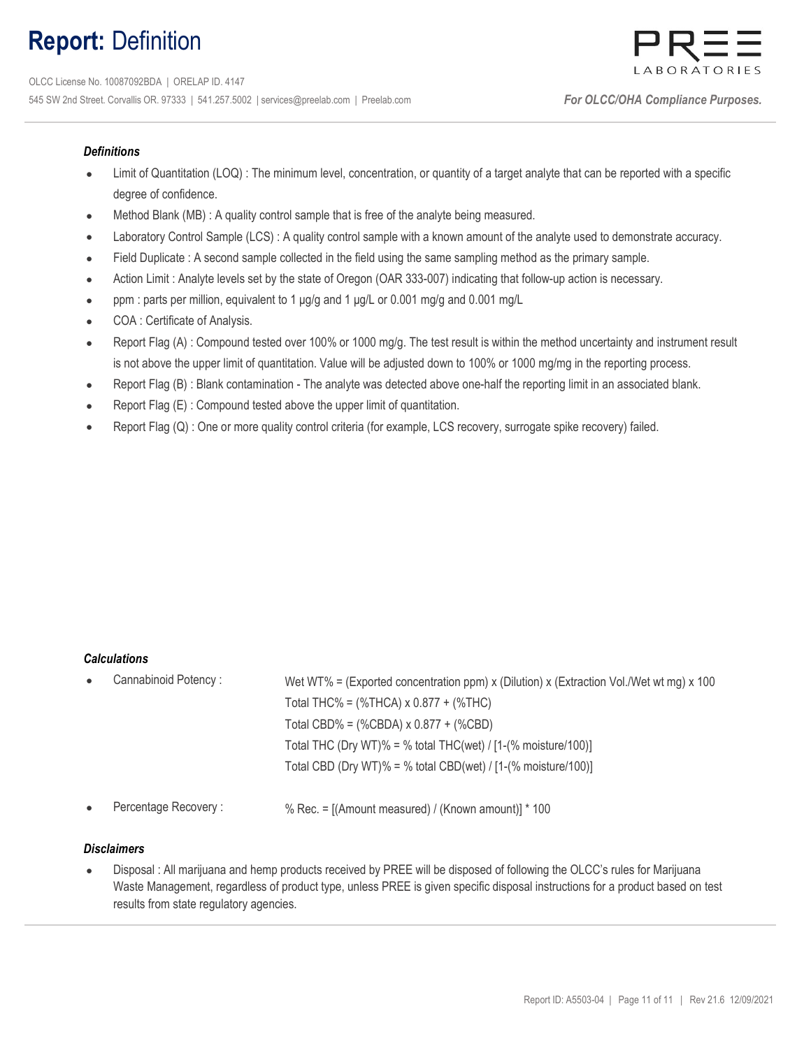# **Report:** Definition

OLCC License No. 10087092BDA | ORELAP ID. 4147
545 SW 2nd Street. Corvallis OR. 97333 | 541.257.5002 | services@preelab.com | Preelab.com

*For OLCC/OHA Compliance Purposes.*

***Definitions***

- Limit of Quantitation (LOQ) : The minimum level, concentration, or quantity of a target analyte that can be reported with a specific degree of confidence.
- Method Blank (MB) : A quality control sample that is free of the analyte being measured.
- Laboratory Control Sample (LCS) : A quality control sample with a known amount of the analyte used to demonstrate accuracy.
- Field Duplicate : A second sample collected in the field using the same sampling method as the primary sample.
- Action Limit : Analyte levels set by the state of Oregon (OAR 333-007) indicating that follow-up action is necessary.
- ppm : parts per million, equivalent to 1 µg/g and 1 µg/L or 0.001 mg/g and 0.001 mg/L
- COA : Certificate of Analysis.
- Report Flag (A) : Compound tested over 100% or 1000 mg/g. The test result is within the method uncertainty and instrument result is not above the upper limit of quantitation. Value will be adjusted down to 100% or 1000 mg/mg in the reporting process.
- Report Flag (B) : Blank contamination - The analyte was detected above one-half the reporting limit in an associated blank.
- Report Flag (E) : Compound tested above the upper limit of quantitation.
- Report Flag (Q) : One or more quality control criteria (for example, LCS recovery, surrogate spike recovery) failed.

***Calculations***

- Cannabinoid Potency :
  - Wet WT% = (Exported concentration ppm) x (Dilution) x (Extraction Vol./Wet wt mg) x 100
  - Total THC% = (%THCA) x 0.877 + (%THC)
  - Total CBD% = (%CBDA) x 0.877 + (%CBD)
  - Total THC (Dry WT)% = % total THC(wet) / [1-(% moisture/100)]
  - Total CBD (Dry WT)% = % total CBD(wet) / [1-(% moisture/100)]
- Percentage Recovery :
  - % Rec. = [(Amount measured) / (Known amount)] * 100

***Disclaimers***

- Disposal : All marijuana and hemp products received by PREE will be disposed of following the OLCC's rules for Marijuana Waste Management, regardless of product type, unless PREE is given specific disposal instructions for a product based on test results from state regulatory agencies.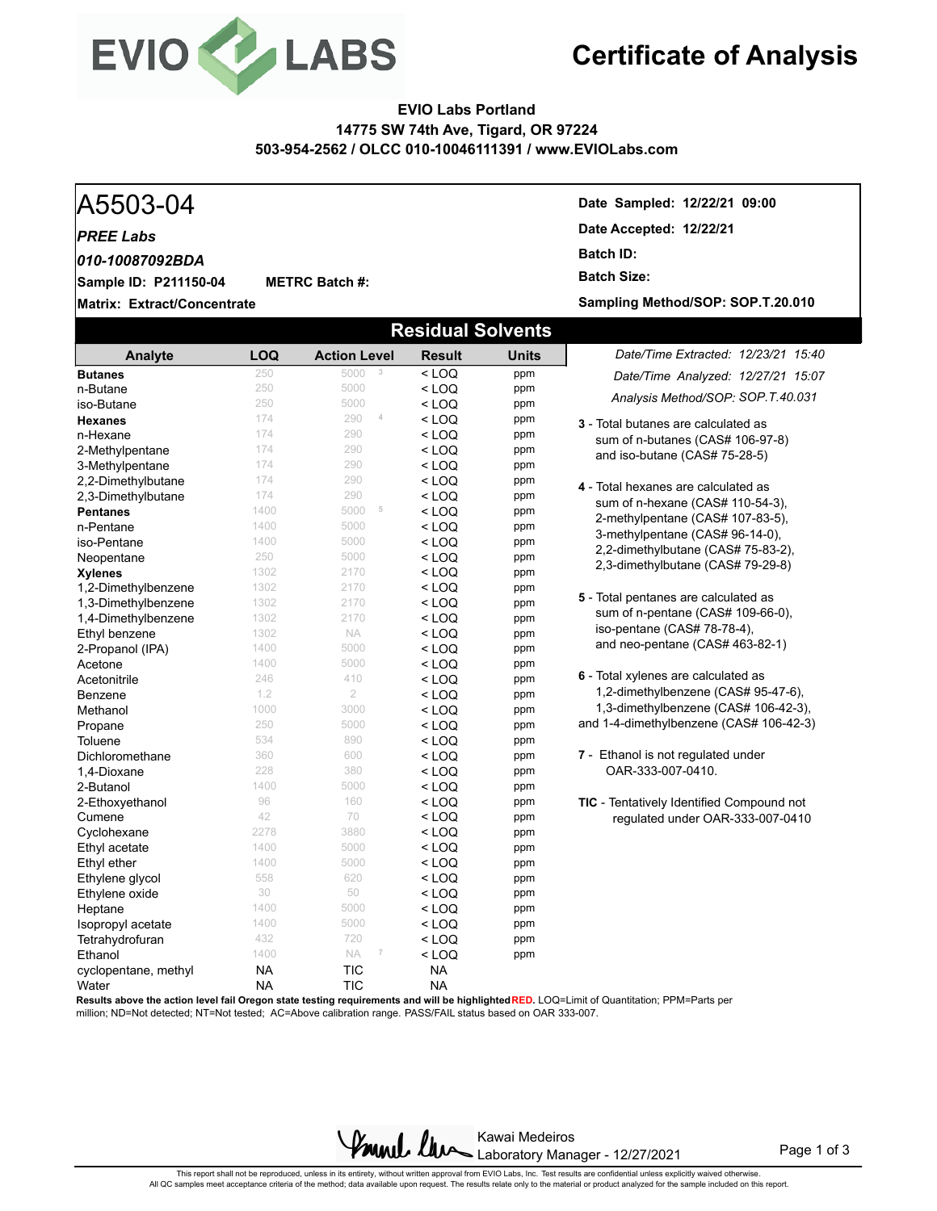# Certificate of Analysis

**EVIO Labs Portland**
**14775 SW 74th Ave, Tigard, OR 97224**
**503-954-2562 / OLCC 010-10046111391 / www.EVIOLabs.com**

# A5503-04

***PREE Labs***

***010-10087092BDA***

**Sample ID: P211150-04** **METRC Batch #:**

**Matrix: Extract/Concentrate**

**Date Sampled: 12/22/21 09:00**
**Date Accepted: 12/22/21**
**Batch ID:**
**Batch Size:**
**Sampling Method/SOP: SOP.T.20.010**

## Residual Solvents

*Date/Time Extracted: 12/23/21 15:40*
*Date/Time Analyzed: 12/27/21 15:07*
*Analysis Method/SOP: SOP.T.40.031*

| Analyte | LOQ | Action Level | Result | Units |
|---|---|---|---|---|
| **Butanes** | 250 | 5000 [3] | < LOQ | ppm |
| n-Butane | 250 | 5000 | < LOQ | ppm |
| iso-Butane | 250 | 5000 | < LOQ | ppm |
| **Hexanes** | 174 | 290 [4] | < LOQ | ppm |
| n-Hexane | 174 | 290 | < LOQ | ppm |
| 2-Methylpentane | 174 | 290 | < LOQ | ppm |
| 3-Methylpentane | 174 | 290 | < LOQ | ppm |
| 2,2-Dimethylbutane | 174 | 290 | < LOQ | ppm |
| 2,3-Dimethylbutane | 174 | 290 | < LOQ | ppm |
| **Pentanes** | 1400 | 5000 [5] | < LOQ | ppm |
| n-Pentane | 1400 | 5000 | < LOQ | ppm |
| iso-Pentane | 1400 | 5000 | < LOQ | ppm |
| Neopentane | 250 | 5000 | < LOQ | ppm |
| **Xylenes** | 1302 | 2170 | < LOQ | ppm |
| 1,2-Dimethylbenzene | 1302 | 2170 | < LOQ | ppm |
| 1,3-Dimethylbenzene | 1302 | 2170 | < LOQ | ppm |
| 1,4-Dimethylbenzene | 1302 | 2170 | < LOQ | ppm |
| Ethyl benzene | 1302 | NA | < LOQ | ppm |
| 2-Propanol (IPA) | 1400 | 5000 | < LOQ | ppm |
| Acetone | 1400 | 5000 | < LOQ | ppm |
| Acetonitrile | 246 | 410 | < LOQ | ppm |
| Benzene | 1.2 | 2 | < LOQ | ppm |
| Methanol | 1000 | 3000 | < LOQ | ppm |
| Propane | 250 | 5000 | < LOQ | ppm |
| Toluene | 534 | 890 | < LOQ | ppm |
| Dichloromethane | 360 | 600 | < LOQ | ppm |
| 1,4-Dioxane | 228 | 380 | < LOQ | ppm |
| 2-Butanol | 1400 | 5000 | < LOQ | ppm |
| 2-Ethoxyethanol | 96 | 160 | < LOQ | ppm |
| Cumene | 42 | 70 | < LOQ | ppm |
| Cyclohexane | 2278 | 3880 | < LOQ | ppm |
| Ethyl acetate | 1400 | 5000 | < LOQ | ppm |
| Ethyl ether | 1400 | 5000 | < LOQ | ppm |
| Ethylene glycol | 558 | 620 | < LOQ | ppm |
| Ethylene oxide | 30 | 50 | < LOQ | ppm |
| Heptane | 1400 | 5000 | < LOQ | ppm |
| Isopropyl acetate | 1400 | 5000 | < LOQ | ppm |
| Tetrahydrofuran | 432 | 720 | < LOQ | ppm |
| Ethanol | 1400 | NA [7] | < LOQ | ppm |
| cyclopentane, methyl | NA | TIC | NA | |
| Water | NA | TIC | NA | |

**Results above the action level fail Oregon state testing requirements and will be highlighted RED.** LOQ=Limit of Quantitation; PPM=Parts per million; ND=Not detected; NT=Not tested; AC=Above calibration range. PASS/FAIL status based on OAR 333-007.

**3** - Total butanes are calculated as sum of n-butanes (CAS# 106-97-8) and iso-butane (CAS# 75-28-5)

**4** - Total hexanes are calculated as sum of n-hexane (CAS# 110-54-3), 2-methylpentane (CAS# 107-83-5), 3-methylpentane (CAS# 96-14-0), 2,2-dimethylbutane (CAS# 75-83-2), 2,3-dimethylbutane (CAS# 79-29-8)

**5** - Total pentanes are calculated as sum of n-pentane (CAS# 109-66-0), iso-pentane (CAS# 78-78-4), and neo-pentane (CAS# 463-82-1)

**6** - Total xylenes are calculated as 1,2-dimethylbenzene (CAS# 95-47-6), 1,3-dimethylbenzene (CAS# 106-42-3), and 1-4-dimethylbenzene (CAS# 106-42-3)

**7** - Ethanol is not regulated under OAR-333-007-0410.

**TIC** - Tentatively Identified Compound not regulated under OAR-333-007-0410

Kawai Medeiros
Laboratory Manager - 12/27/2021

This report shall not be reproduced, unless in its entirety, without written approval from EVIO Labs, Inc. Test results are confidential unless explicitly waived otherwise.
All QC samples meet acceptance criteria of the method; data available upon request. The results relate only to the material or product analyzed for the sample included on this report.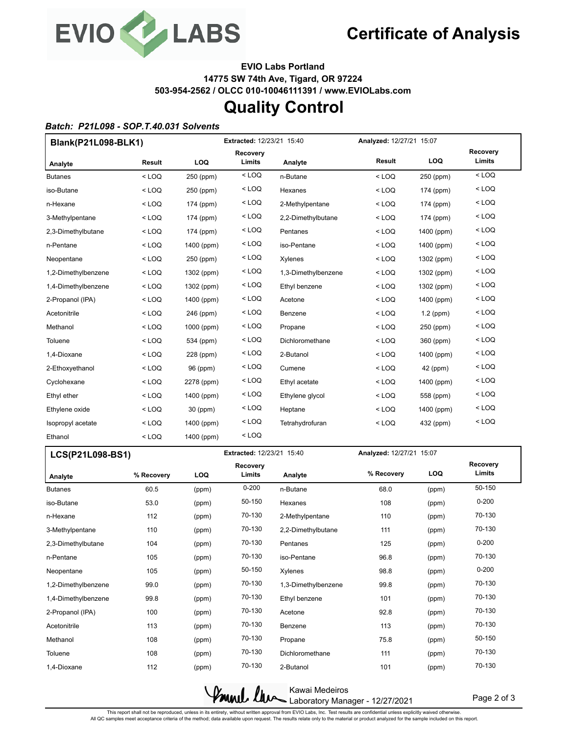# Certificate of Analysis

**EVIO Labs Portland**
**14775 SW 74th Ave, Tigard, OR 97224**
**503-954-2562 / OLCC 010-10046111391 / www.EVIOLabs.com**

# Quality Control

***Batch: P21L098 - SOP.T.40.031 Solvents***

| **Blank(P21L098-BLK1)** | | | **Extracted:** 12/23/21 15:40 | | **Analyzed:** 12/27/21 15:07 | | |
|---|---|---|---|---|---|---|---|
| **Analyte** | **Result** | **LOQ** | **Recovery Limits** | **Analyte** | **Result** | **LOQ** | **Recovery Limits** |
| Butanes | < LOQ | 250 (ppm) | < LOQ | n-Butane | < LOQ | 250 (ppm) | < LOQ |
| iso-Butane | < LOQ | 250 (ppm) | < LOQ | Hexanes | < LOQ | 174 (ppm) | < LOQ |
| n-Hexane | < LOQ | 174 (ppm) | < LOQ | 2-Methylpentane | < LOQ | 174 (ppm) | < LOQ |
| 3-Methylpentane | < LOQ | 174 (ppm) | < LOQ | 2,2-Dimethylbutane | < LOQ | 174 (ppm) | < LOQ |
| 2,3-Dimethylbutane | < LOQ | 174 (ppm) | < LOQ | Pentanes | < LOQ | 1400 (ppm) | < LOQ |
| n-Pentane | < LOQ | 1400 (ppm) | < LOQ | iso-Pentane | < LOQ | 1400 (ppm) | < LOQ |
| Neopentane | < LOQ | 250 (ppm) | < LOQ | Xylenes | < LOQ | 1302 (ppm) | < LOQ |
| 1,2-Dimethylbenzene | < LOQ | 1302 (ppm) | < LOQ | 1,3-Dimethylbenzene | < LOQ | 1302 (ppm) | < LOQ |
| 1,4-Dimethylbenzene | < LOQ | 1302 (ppm) | < LOQ | Ethyl benzene | < LOQ | 1302 (ppm) | < LOQ |
| 2-Propanol (IPA) | < LOQ | 1400 (ppm) | < LOQ | Acetone | < LOQ | 1400 (ppm) | < LOQ |
| Acetonitrile | < LOQ | 246 (ppm) | < LOQ | Benzene | < LOQ | 1.2 (ppm) | < LOQ |
| Methanol | < LOQ | 1000 (ppm) | < LOQ | Propane | < LOQ | 250 (ppm) | < LOQ |
| Toluene | < LOQ | 534 (ppm) | < LOQ | Dichloromethane | < LOQ | 360 (ppm) | < LOQ |
| 1,4-Dioxane | < LOQ | 228 (ppm) | < LOQ | 2-Butanol | < LOQ | 1400 (ppm) | < LOQ |
| 2-Ethoxyethanol | < LOQ | 96 (ppm) | < LOQ | Cumene | < LOQ | 42 (ppm) | < LOQ |
| Cyclohexane | < LOQ | 2278 (ppm) | < LOQ | Ethyl acetate | < LOQ | 1400 (ppm) | < LOQ |
| Ethyl ether | < LOQ | 1400 (ppm) | < LOQ | Ethylene glycol | < LOQ | 558 (ppm) | < LOQ |
| Ethylene oxide | < LOQ | 30 (ppm) | < LOQ | Heptane | < LOQ | 1400 (ppm) | < LOQ |
| Isopropyl acetate | < LOQ | 1400 (ppm) | < LOQ | Tetrahydrofuran | < LOQ | 432 (ppm) | < LOQ |
| Ethanol | < LOQ | 1400 (ppm) | < LOQ | | | | |

| **LCS(P21L098-BS1)** | | | **Extracted:** 12/23/21 15:40 | | **Analyzed:** 12/27/21 15:07 | | |
|---|---|---|---|---|---|---|---|
| **Analyte** | **% Recovery** | **LOQ** | **Recovery Limits** | **Analyte** | **% Recovery** | **LOQ** | **Recovery Limits** |
| Butanes | 60.5 | (ppm) | 0-200 | n-Butane | 68.0 | (ppm) | 50-150 |
| iso-Butane | 53.0 | (ppm) | 50-150 | Hexanes | 108 | (ppm) | 0-200 |
| n-Hexane | 112 | (ppm) | 70-130 | 2-Methylpentane | 110 | (ppm) | 70-130 |
| 3-Methylpentane | 110 | (ppm) | 70-130 | 2,2-Dimethylbutane | 111 | (ppm) | 70-130 |
| 2,3-Dimethylbutane | 104 | (ppm) | 70-130 | Pentanes | 125 | (ppm) | 0-200 |
| n-Pentane | 105 | (ppm) | 70-130 | iso-Pentane | 96.8 | (ppm) | 70-130 |
| Neopentane | 105 | (ppm) | 50-150 | Xylenes | 98.8 | (ppm) | 0-200 |
| 1,2-Dimethylbenzene | 99.0 | (ppm) | 70-130 | 1,3-Dimethylbenzene | 99.8 | (ppm) | 70-130 |
| 1,4-Dimethylbenzene | 99.8 | (ppm) | 70-130 | Ethyl benzene | 101 | (ppm) | 70-130 |
| 2-Propanol (IPA) | 100 | (ppm) | 70-130 | Acetone | 92.8 | (ppm) | 70-130 |
| Acetonitrile | 113 | (ppm) | 70-130 | Benzene | 113 | (ppm) | 70-130 |
| Methanol | 108 | (ppm) | 70-130 | Propane | 75.8 | (ppm) | 50-150 |
| Toluene | 108 | (ppm) | 70-130 | Dichloromethane | 111 | (ppm) | 70-130 |
| 1,4-Dioxane | 112 | (ppm) | 70-130 | 2-Butanol | 101 | (ppm) | 70-130 |

Kawai Medeiros
Laboratory Manager - 12/27/2021

This report shall not be reproduced, unless in its entirety, without written approval from EVIO Labs, Inc. Test results are confidential unless explicitly waived otherwise.
All QC samples meet acceptance criteria of the method; data available upon request. The results relate only to the material or product analyzed for the sample included on this report.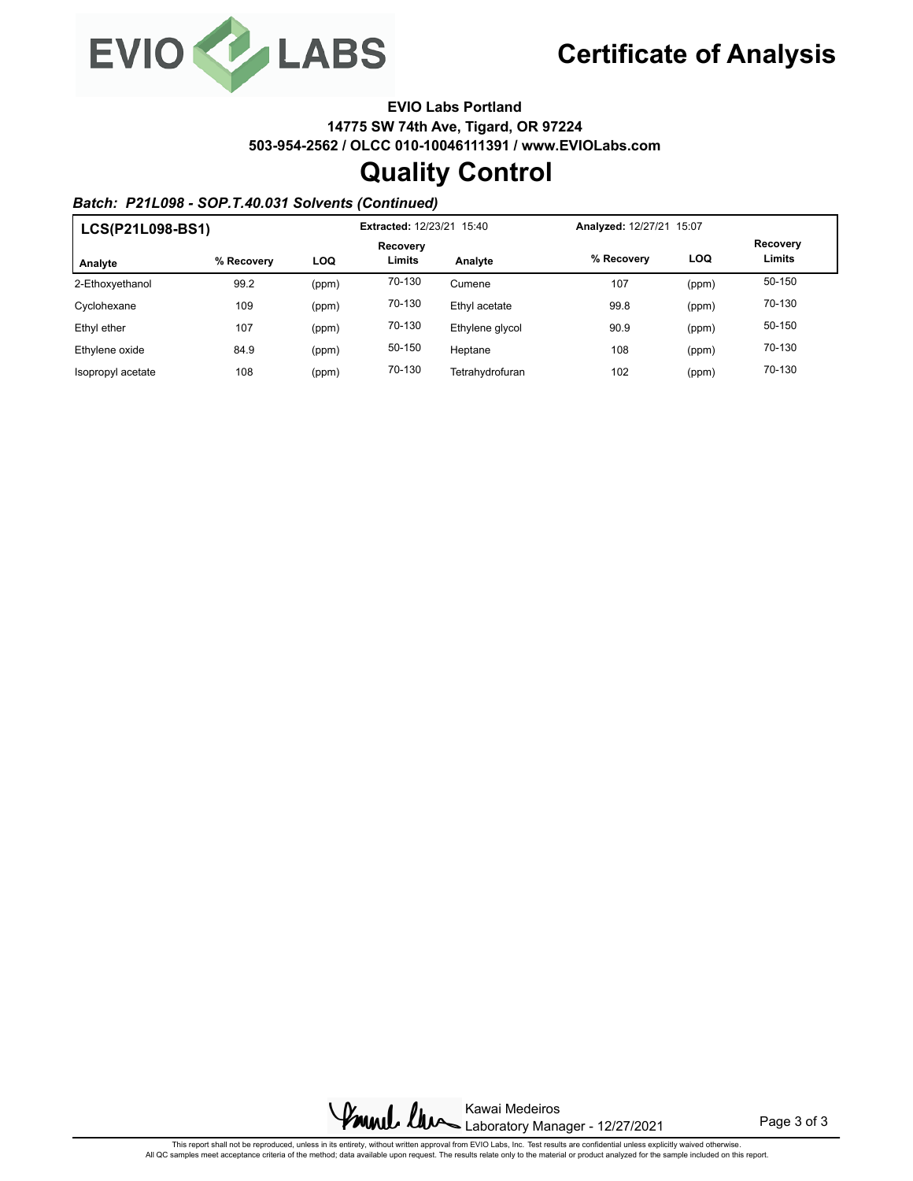# Certificate of Analysis

**EVIO Labs Portland**
**14775 SW 74th Ave, Tigard, OR 97224**
**503-954-2562 / OLCC 010-10046111391 / www.EVIOLabs.com**

# Quality Control

***Batch: P21L098 - SOP.T.40.031 Solvents (Continued)***

| **LCS(P21L098-BS1)** | | | **Extracted:** 12/23/21 15:40 | | **Analyzed:** 12/27/21 15:07 | | |
|---|---|---|---|---|---|---|---|
| **Analyte** | **% Recovery** | **LOQ** | **Recovery Limits** | **Analyte** | **% Recovery** | **LOQ** | **Recovery Limits** |
| 2-Ethoxyethanol | 99.2 | (ppm) | 70-130 | Cumene | 107 | (ppm) | 50-150 |
| Cyclohexane | 109 | (ppm) | 70-130 | Ethyl acetate | 99.8 | (ppm) | 70-130 |
| Ethyl ether | 107 | (ppm) | 70-130 | Ethylene glycol | 90.9 | (ppm) | 50-150 |
| Ethylene oxide | 84.9 | (ppm) | 50-150 | Heptane | 108 | (ppm) | 70-130 |
| Isopropyl acetate | 108 | (ppm) | 70-130 | Tetrahydrofuran | 102 | (ppm) | 70-130 |

Kawai Medeiros
Laboratory Manager - 12/27/2021

This report shall not be reproduced, unless in its entirety, without written approval from EVIO Labs, Inc. Test results are confidential unless explicitly waived otherwise.
All QC samples meet acceptance criteria of the method; data available upon request. The results relate only to the material or product analyzed for the sample included on this report.